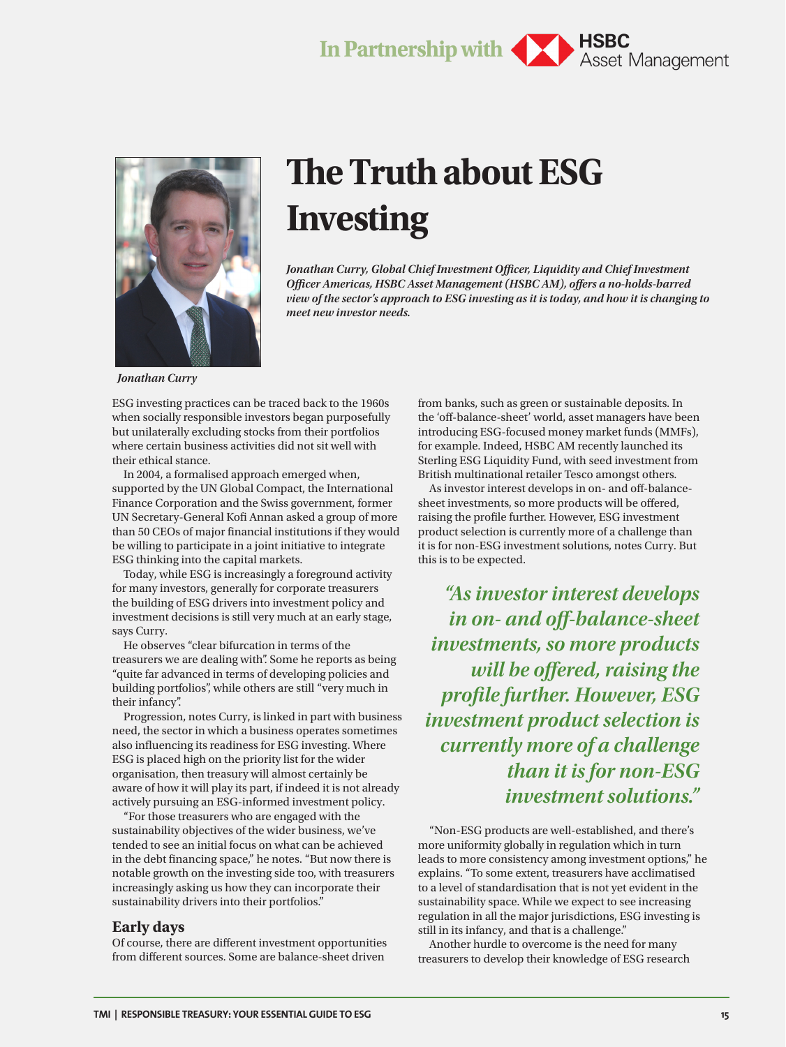In Partnership with HSBC Asset Management

# The Truth about ESG Investing

*Jonathan Curry, Global Chief Investment Officer, Liquidity and Chief Investment Officer Americas, HSBC Asset Management (HSBC AM), offers a no-holds-barred view of the sector's approach to ESG investing as it is today, and how it is changing to meet new investor needs.*

*Jonathan Curry*

ESG investing practices can be traced back to the 1960s when socially responsible investors began purposefully but unilaterally excluding stocks from their portfolios where certain business activities did not sit well with their ethical stance.

In 2004, a formalised approach emerged when, supported by the UN Global Compact, the International Finance Corporation and the Swiss government, former UN Secretary-General Kofi Annan asked a group of more than 50 CEOs of major financial institutions if they would be willing to participate in a joint initiative to integrate ESG thinking into the capital markets.

Today, while ESG is increasingly a foreground activity for many investors, generally for corporate treasurers the building of ESG drivers into investment policy and investment decisions is still very much at an early stage, says Curry.

He observes "clear bifurcation in terms of the treasurers we are dealing with". Some he reports as being "quite far advanced in terms of developing policies and building portfolios", while others are still "very much in their infancy".

Progression, notes Curry, is linked in part with business need, the sector in which a business operates sometimes also influencing its readiness for ESG investing. Where ESG is placed high on the priority list for the wider organisation, then treasury will almost certainly be aware of how it will play its part, if indeed it is not already actively pursuing an ESG-informed investment policy.

"For those treasurers who are engaged with the sustainability objectives of the wider business, we've tended to see an initial focus on what can be achieved in the debt financing space," he notes. "But now there is notable growth on the investing side too, with treasurers increasingly asking us how they can incorporate their sustainability drivers into their portfolios."

## Early days

Of course, there are different investment opportunities from different sources. Some are balance-sheet driven from banks, such as green or sustainable deposits. In the 'off-balance-sheet' world, asset managers have been introducing ESG-focused money market funds (MMFs), for example. Indeed, HSBC AM recently launched its Sterling ESG Liquidity Fund, with seed investment from British multinational retailer Tesco amongst others.

As investor interest develops in on- and off-balance-sheet investments, so more products will be offered, raising the profile further. However, ESG investment product selection is currently more of a challenge than it is for non-ESG investment solutions, notes Curry. But this is to be expected.

> *"As investor interest develops in on- and off-balance-sheet investments, so more products will be offered, raising the profile further. However, ESG investment product selection is currently more of a challenge than it is for non-ESG investment solutions."*

"Non-ESG products are well-established, and there's more uniformity globally in regulation which in turn leads to more consistency among investment options," he explains. "To some extent, treasurers have acclimatised to a level of standardisation that is not yet evident in the sustainability space. While we expect to see increasing regulation in all the major jurisdictions, ESG investing is still in its infancy, and that is a challenge."

Another hurdle to overcome is the need for many treasurers to develop their knowledge of ESG research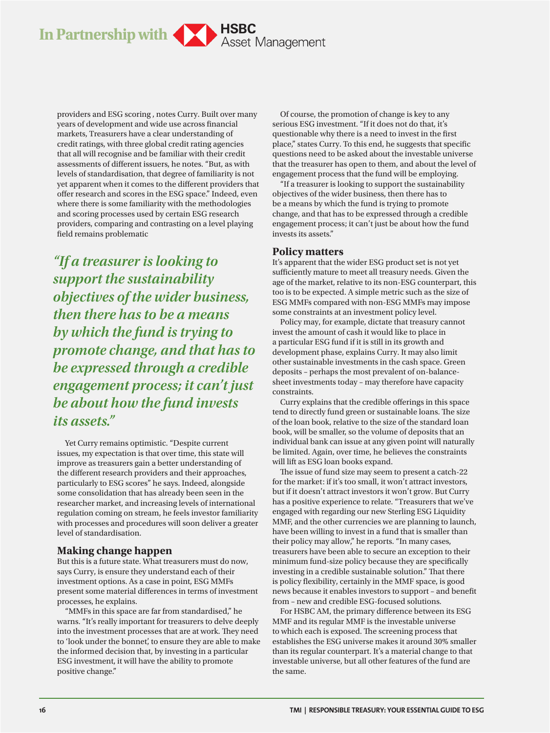providers and ESG scoring , notes Curry. Built over many years of development and wide use across financial markets, Treasurers have a clear understanding of credit ratings, with three global credit rating agencies that all will recognise and be familiar with their credit assessments of different issuers, he notes. "But, as with levels of standardisation, that degree of familiarity is not yet apparent when it comes to the different providers that offer research and scores in the ESG space." Indeed, even where there is some familiarity with the methodologies and scoring processes used by certain ESG research providers, comparing and contrasting on a level playing field remains problematic

> *"If a treasurer is looking to support the sustainability objectives of the wider business, then there has to be a means by which the fund is trying to promote change, and that has to be expressed through a credible engagement process; it can't just be about how the fund invests its assets."*

Yet Curry remains optimistic. "Despite current issues, my expectation is that over time, this state will improve as treasurers gain a better understanding of the different research providers and their approaches, particularly to ESG scores" he says. Indeed, alongside some consolidation that has already been seen in the researcher market, and increasing levels of international regulation coming on stream, he feels investor familiarity with processes and procedures will soon deliver a greater level of standardisation.

## Making change happen

But this is a future state. What treasurers must do now, says Curry, is ensure they understand each of their investment options. As a case in point, ESG MMFs present some material differences in terms of investment processes, he explains.

"MMFs in this space are far from standardised," he warns. "It's really important for treasurers to delve deeply into the investment processes that are at work. They need to 'look under the bonnet', to ensure they are able to make the informed decision that, by investing in a particular ESG investment, it will have the ability to promote positive change."

Of course, the promotion of change is key to any serious ESG investment. "If it does not do that, it's questionable why there is a need to invest in the first place," states Curry. To this end, he suggests that specific questions need to be asked about the investable universe that the treasurer has open to them, and about the level of engagement process that the fund will be employing.

"If a treasurer is looking to support the sustainability objectives of the wider business, then there has to be a means by which the fund is trying to promote change, and that has to be expressed through a credible engagement process; it can't just be about how the fund invests its assets."

## Policy matters

It's apparent that the wider ESG product set is not yet sufficiently mature to meet all treasury needs. Given the age of the market, relative to its non-ESG counterpart, this too is to be expected. A simple metric such as the size of ESG MMFs compared with non-ESG MMFs may impose some constraints at an investment policy level.

Policy may, for example, dictate that treasury cannot invest the amount of cash it would like to place in a particular ESG fund if it is still in its growth and development phase, explains Curry. It may also limit other sustainable investments in the cash space. Green deposits – perhaps the most prevalent of on-balance-sheet investments today – may therefore have capacity constraints.

Curry explains that the credible offerings in this space tend to directly fund green or sustainable loans. The size of the loan book, relative to the size of the standard loan book, will be smaller, so the volume of deposits that an individual bank can issue at any given point will naturally be limited. Again, over time, he believes the constraints will lift as ESG loan books expand.

The issue of fund size may seem to present a catch-22 for the market: if it's too small, it won't attract investors, but if it doesn't attract investors it won't grow. But Curry has a positive experience to relate. "Treasurers that we've engaged with regarding our new Sterling ESG Liquidity MMF, and the other currencies we are planning to launch, have been willing to invest in a fund that is smaller than their policy may allow," he reports. "In many cases, treasurers have been able to secure an exception to their minimum fund-size policy because they are specifically investing in a credible sustainable solution." That there is policy flexibility, certainly in the MMF space, is good news because it enables investors to support – and benefit from – new and credible ESG-focused solutions.

For HSBC AM, the primary difference between its ESG MMF and its regular MMF is the investable universe to which each is exposed. The screening process that establishes the ESG universe makes it around 30% smaller than its regular counterpart. It's a material change to that investable universe, but all other features of the fund are the same.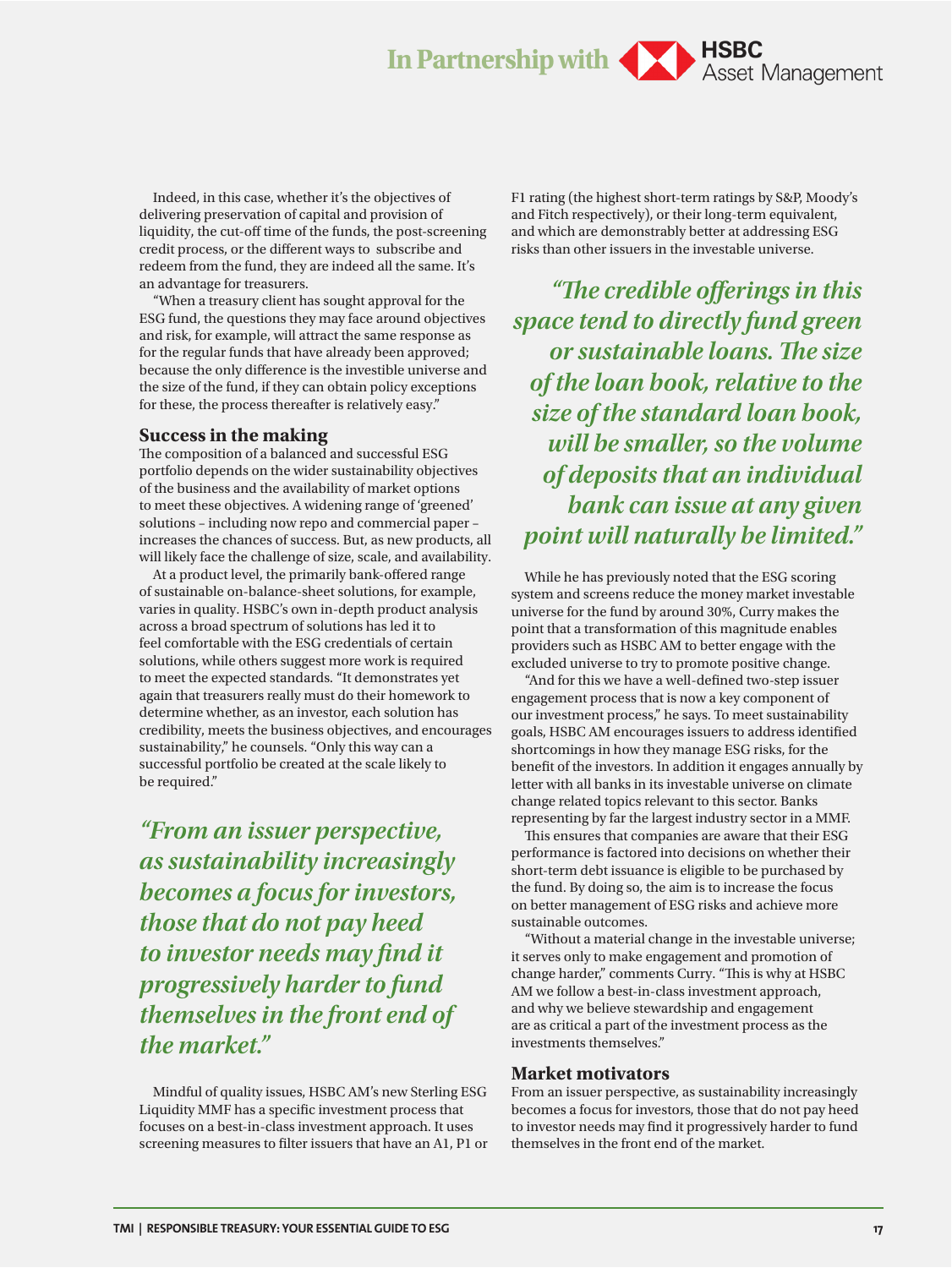Indeed, in this case, whether it's the objectives of delivering preservation of capital and provision of liquidity, the cut-off time of the funds, the post-screening credit process, or the different ways to subscribe and redeem from the fund, they are indeed all the same. It's an advantage for treasurers.

"When a treasury client has sought approval for the ESG fund, the questions they may face around objectives and risk, for example, will attract the same response as for the regular funds that have already been approved; because the only difference is the investible universe and the size of the fund, if they can obtain policy exceptions for these, the process thereafter is relatively easy."

### Success in the making

The composition of a balanced and successful ESG portfolio depends on the wider sustainability objectives of the business and the availability of market options to meet these objectives. A widening range of 'greened' solutions – including now repo and commercial paper – increases the chances of success. But, as new products, all will likely face the challenge of size, scale, and availability.

At a product level, the primarily bank-offered range of sustainable on-balance-sheet solutions, for example, varies in quality. HSBC's own in-depth product analysis across a broad spectrum of solutions has led it to feel comfortable with the ESG credentials of certain solutions, while others suggest more work is required to meet the expected standards. "It demonstrates yet again that treasurers really must do their homework to determine whether, as an investor, each solution has credibility, meets the business objectives, and encourages sustainability," he counsels. "Only this way can a successful portfolio be created at the scale likely to be required."

> ***"From an issuer perspective, as sustainability increasingly becomes a focus for investors, those that do not pay heed to investor needs may find it progressively harder to fund themselves in the front end of the market."***

Mindful of quality issues, HSBC AM's new Sterling ESG Liquidity MMF has a specific investment process that focuses on a best-in-class investment approach. It uses screening measures to filter issuers that have an A1, P1 or F1 rating (the highest short-term ratings by S&P, Moody's and Fitch respectively), or their long-term equivalent, and which are demonstrably better at addressing ESG risks than other issuers in the investable universe.

> ***"The credible offerings in this space tend to directly fund green or sustainable loans. The size of the loan book, relative to the size of the standard loan book, will be smaller, so the volume of deposits that an individual bank can issue at any given point will naturally be limited."***

While he has previously noted that the ESG scoring system and screens reduce the money market investable universe for the fund by around 30%, Curry makes the point that a transformation of this magnitude enables providers such as HSBC AM to better engage with the excluded universe to try to promote positive change.

"And for this we have a well-defined two-step issuer engagement process that is now a key component of our investment process," he says. To meet sustainability goals, HSBC AM encourages issuers to address identified shortcomings in how they manage ESG risks, for the benefit of the investors. In addition it engages annually by letter with all banks in its investable universe on climate change related topics relevant to this sector. Banks representing by far the largest industry sector in a MMF.

This ensures that companies are aware that their ESG performance is factored into decisions on whether their short-term debt issuance is eligible to be purchased by the fund. By doing so, the aim is to increase the focus on better management of ESG risks and achieve more sustainable outcomes.

"Without a material change in the investable universe; it serves only to make engagement and promotion of change harder," comments Curry. "This is why at HSBC AM we follow a best-in-class investment approach, and why we believe stewardship and engagement are as critical a part of the investment process as the investments themselves."

### Market motivators

From an issuer perspective, as sustainability increasingly becomes a focus for investors, those that do not pay heed to investor needs may find it progressively harder to fund themselves in the front end of the market.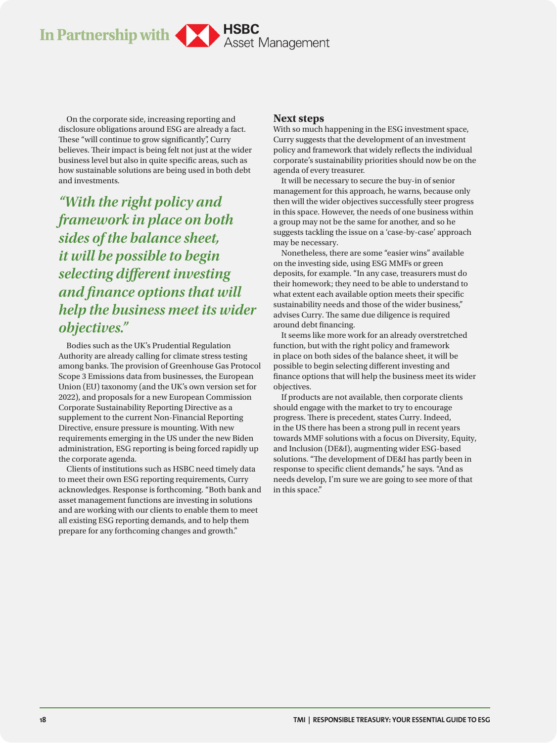On the corporate side, increasing reporting and disclosure obligations around ESG are already a fact. These "will continue to grow significantly", Curry believes. Their impact is being felt not just at the wider business level but also in quite specific areas, such as how sustainable solutions are being used in both debt and investments.

> *"With the right policy and framework in place on both sides of the balance sheet, it will be possible to begin selecting different investing and finance options that will help the business meet its wider objectives."*

Bodies such as the UK's Prudential Regulation Authority are already calling for climate stress testing among banks. The provision of Greenhouse Gas Protocol Scope 3 Emissions data from businesses, the European Union (EU) taxonomy (and the UK's own version set for 2022), and proposals for a new European Commission Corporate Sustainability Reporting Directive as a supplement to the current Non-Financial Reporting Directive, ensure pressure is mounting. With new requirements emerging in the US under the new Biden administration, ESG reporting is being forced rapidly up the corporate agenda.

Clients of institutions such as HSBC need timely data to meet their own ESG reporting requirements, Curry acknowledges. Response is forthcoming. "Both bank and asset management functions are investing in solutions and are working with our clients to enable them to meet all existing ESG reporting demands, and to help them prepare for any forthcoming changes and growth."

## Next steps

With so much happening in the ESG investment space, Curry suggests that the development of an investment policy and framework that widely reflects the individual corporate's sustainability priorities should now be on the agenda of every treasurer.

It will be necessary to secure the buy-in of senior management for this approach, he warns, because only then will the wider objectives successfully steer progress in this space. However, the needs of one business within a group may not be the same for another, and so he suggests tackling the issue on a 'case-by-case' approach may be necessary.

Nonetheless, there are some "easier wins" available on the investing side, using ESG MMFs or green deposits, for example. "In any case, treasurers must do their homework; they need to be able to understand to what extent each available option meets their specific sustainability needs and those of the wider business," advises Curry. The same due diligence is required around debt financing.

It seems like more work for an already overstretched function, but with the right policy and framework in place on both sides of the balance sheet, it will be possible to begin selecting different investing and finance options that will help the business meet its wider objectives.

If products are not available, then corporate clients should engage with the market to try to encourage progress. There is precedent, states Curry. Indeed, in the US there has been a strong pull in recent years towards MMF solutions with a focus on Diversity, Equity, and Inclusion (DE&I), augmenting wider ESG-based solutions. "The development of DE&I has partly been in response to specific client demands," he says. "And as needs develop, I'm sure we are going to see more of that in this space."